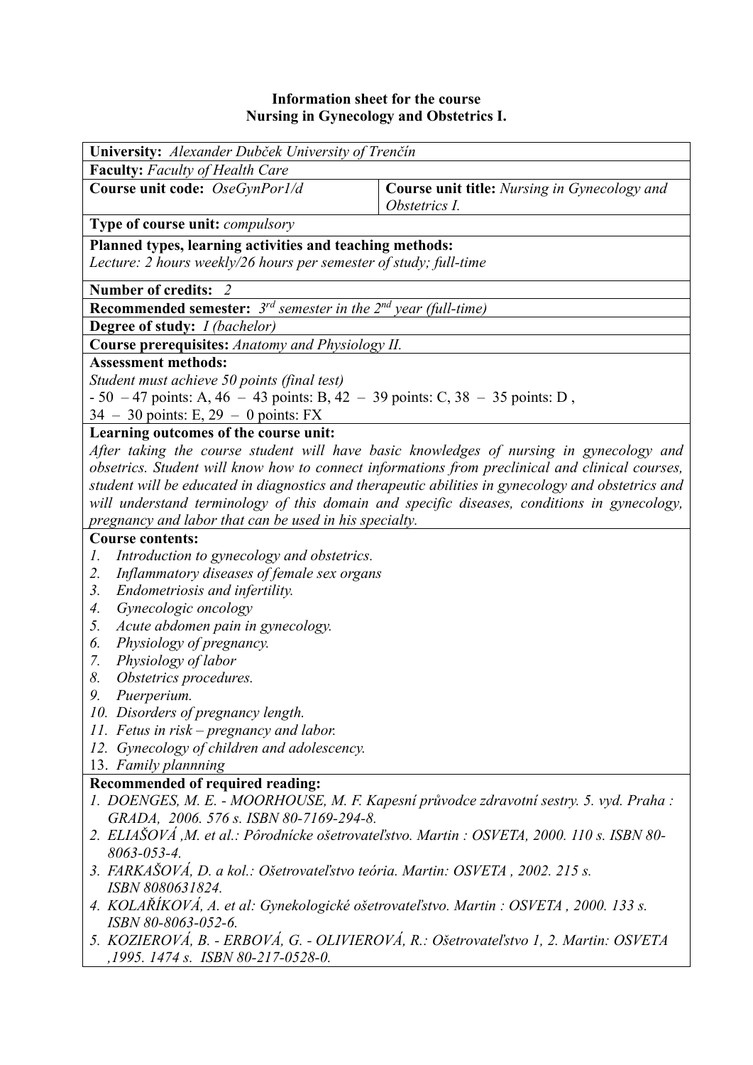**Information sheet for the course**
**Nursing in Gynecology and Obstetrics I.**

**University:** *Alexander Dubček University of Trenčín*

**Faculty:** *Faculty of Health Care*

| **Course unit code:** *OseGynPor1/d* | **Course unit title:** *Nursing in Gynecology and Obstetrics I.* |
|---|---|

**Type of course unit:** *compulsory*

**Planned types, learning activities and teaching methods:**
*Lecture: 2 hours weekly/26 hours per semester of study; full-time*

**Number of credits:** *2*

**Recommended semester:** *3rd semester in the 2nd year (full-time)*

**Degree of study:** *I (bachelor)*

**Course prerequisites:** *Anatomy and Physiology II.*

**Assessment methods:**
*Student must achieve 50 points (final test)*
- 50 – 47 points: A, 46 – 43 points: B, 42 – 39 points: C, 38 – 35 points: D ,
34 – 30 points: E, 29 – 0 points: FX

**Learning outcomes of the course unit:**
*After taking the course student will have basic knowledges of nursing in gynecology and obsetrics. Student will know how to connect informations from preclinical and clinical courses, student will be educated in diagnostics and therapeutic abilities in gynecology and obstetrics and will understand terminology of this domain and specific diseases, conditions in gynecology, pregnancy and labor that can be used in his specialty.*

**Course contents:**
1. *Introduction to gynecology and obstetrics.*
2. *Inflammatory diseases of female sex organs*
3. *Endometriosis and infertility.*
4. *Gynecologic oncology*
5. *Acute abdomen pain in gynecology.*
6. *Physiology of pregnancy.*
7. *Physiology of labor*
8. *Obstetrics procedures.*
9. *Puerperium.*
10. *Disorders of pregnancy length.*
11. *Fetus in risk – pregnancy and labor.*
12. *Gynecology of children and adolescency.*
13. *Family plannning*

**Recommended of required reading:**
1. *DOENGES, M. E. - MOORHOUSE, M. F. Kapesní průvodce zdravotní sestry. 5. vyd. Praha : GRADA, 2006. 576 s. ISBN 80-7169-294-8.*
2. *ELIAŠOVÁ ,M. et al.: Pôrodnícke ošetrovateľstvo. Martin : OSVETA, 2000. 110 s. ISBN 80-8063-053-4.*
3. *FARKAŠOVÁ, D. a kol.: Ošetrovateľstvo teória. Martin: OSVETA , 2002. 215 s. ISBN 8080631824.*
4. *KOLAŘÍKOVÁ, A. et al: Gynekologické ošetrovateľstvo. Martin : OSVETA , 2000. 133 s. ISBN 80-8063-052-6.*
5. *KOZIEROVÁ, B. - ERBOVÁ, G. - OLIVIEROVÁ, R.: Ošetrovateľstvo 1, 2. Martin: OSVETA ,1995. 1474 s. ISBN 80-217-0528-0.*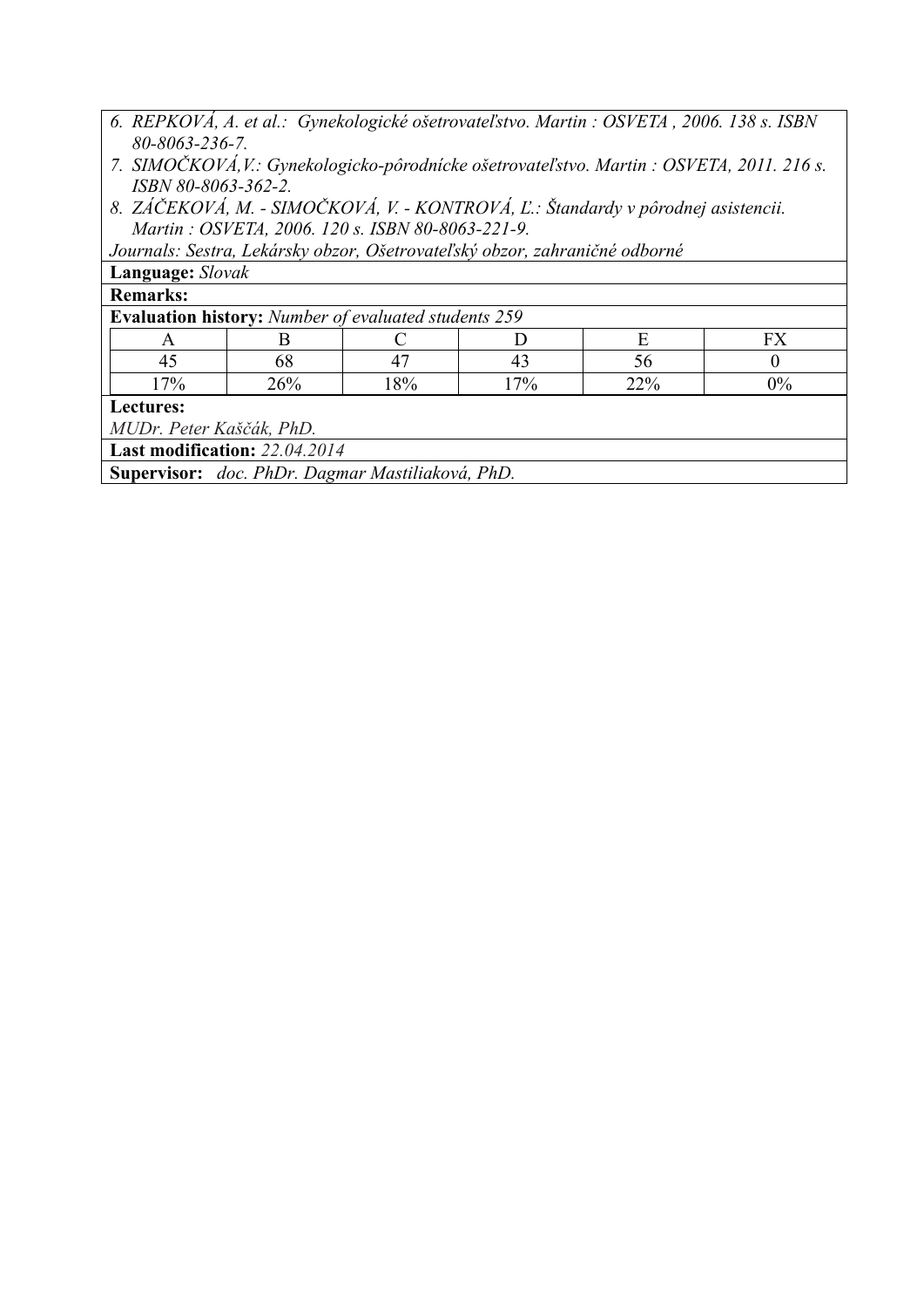6. *REPKOVÁ, A. et al.: Gynekologické ošetrovateľstvo. Martin : OSVETA , 2006. 138 s. ISBN 80-8063-236-7.*
7. *SIMOČKOVÁ,V.: Gynekologicko-pôrodnícke ošetrovateľstvo. Martin : OSVETA, 2011. 216 s. ISBN 80-8063-362-2.*
8. *ZÁČEKOVÁ, M. - SIMOČKOVÁ, V. - KONTROVÁ, Ľ.: Štandardy v pôrodnej asistencii. Martin : OSVETA, 2006. 120 s. ISBN 80-8063-221-9.*

*Journals: Sestra, Lekársky obzor, Ošetrovateľský obzor, zahraničné odborné*

**Language:** *Slovak*

**Remarks:**

**Evaluation history:** *Number of evaluated students 259*

| A | B | C | D | E | FX |
|---|---|---|---|---|---|
| 45 | 68 | 47 | 43 | 56 | 0 |
| 17% | 26% | 18% | 17% | 22% | 0% |

**Lectures:**

*MUDr. Peter Kaščák, PhD.*

**Last modification:** *22.04.2014*

**Supervisor:** *doc. PhDr. Dagmar Mastiliaková, PhD.*